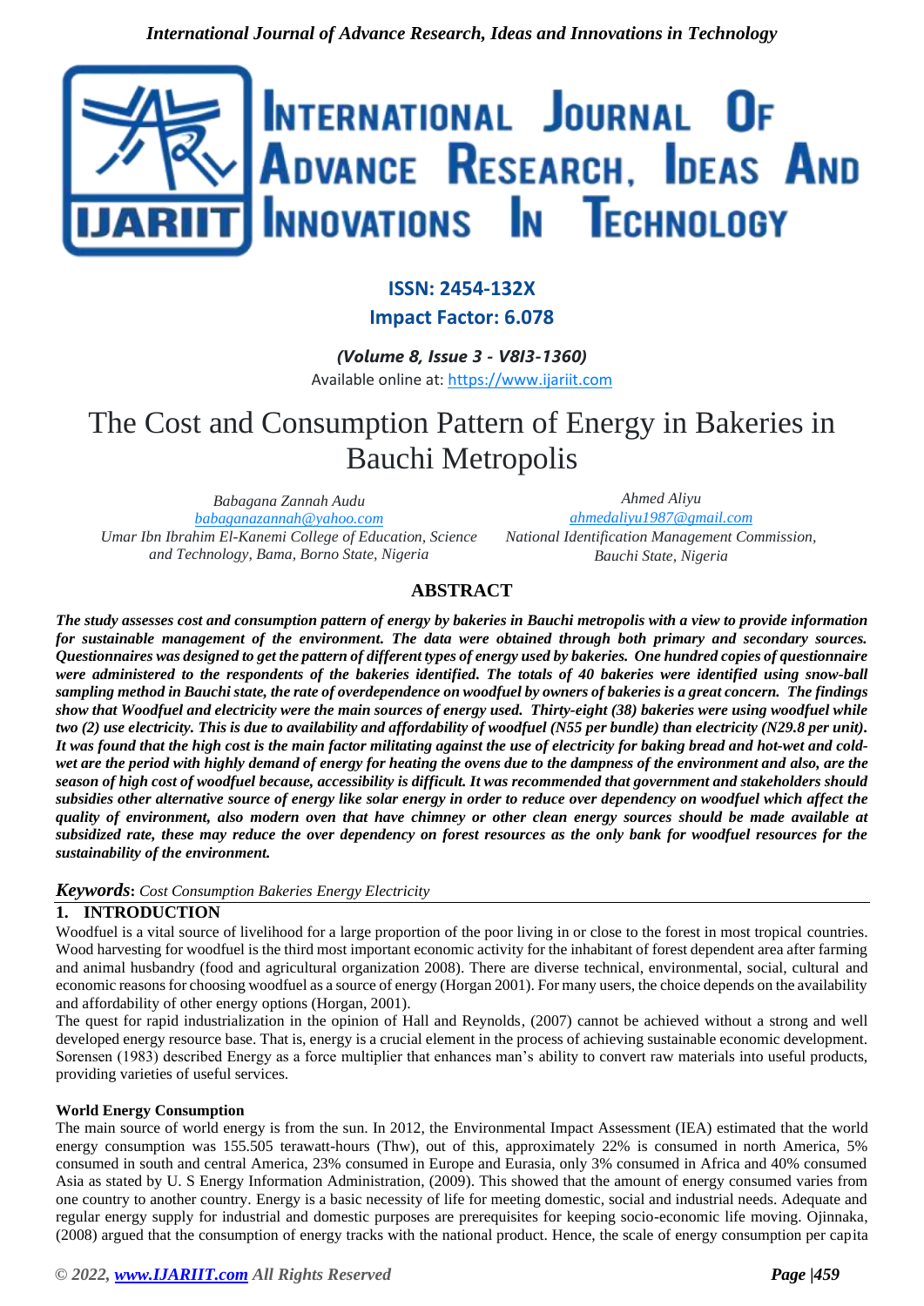**ISSN: 2454-132X**

**Impact Factor: 6.078**

*(Volume 8, Issue 3 - V8I3-1360)*

Available online at: https://www.ijariit.com

# The Cost and Consumption Pattern of Energy in Bakeries in Bauchi Metropolis

*Babagana Zannah Audu*
babaganazannah@yahoo.com
*Umar Ibn Ibrahim El-Kanemi College of Education, Science and Technology, Bama, Borno State, Nigeria*

*Ahmed Aliyu*
ahmedaliyu1987@gmail.com
*National Identification Management Commission, Bauchi State, Nigeria*

## ABSTRACT

***The study assesses cost and consumption pattern of energy by bakeries in Bauchi metropolis with a view to provide information for sustainable management of the environment. The data were obtained through both primary and secondary sources. Questionnaires was designed to get the pattern of different types of energy used by bakeries. One hundred copies of questionnaire were administered to the respondents of the bakeries identified. The totals of 40 bakeries were identified using snow-ball sampling method in Bauchi state, the rate of overdependence on woodfuel by owners of bakeries is a great concern. The findings show that Woodfuel and electricity were the main sources of energy used. Thirty-eight (38) bakeries were using woodfuel while two (2) use electricity. This is due to availability and affordability of woodfuel (N55 per bundle) than electricity (N29.8 per unit). It was found that the high cost is the main factor militating against the use of electricity for baking bread and hot-wet and cold-wet are the period with highly demand of energy for heating the ovens due to the dampness of the environment and also, are the season of high cost of woodfuel because, accessibility is difficult. It was recommended that government and stakeholders should subsidies other alternative source of energy like solar energy in order to reduce over dependency on woodfuel which affect the quality of environment, also modern oven that have chimney or other clean energy sources should be made available at subsidized rate, these may reduce the over dependency on forest resources as the only bank for woodfuel resources for the sustainability of the environment.***

***Keywords**: Cost Consumption Bakeries Energy Electricity*

## 1. INTRODUCTION

Woodfuel is a vital source of livelihood for a large proportion of the poor living in or close to the forest in most tropical countries. Wood harvesting for woodfuel is the third most important economic activity for the inhabitant of forest dependent area after farming and animal husbandry (food and agricultural organization 2008). There are diverse technical, environmental, social, cultural and economic reasons for choosing woodfuel as a source of energy (Horgan 2001). For many users, the choice depends on the availability and affordability of other energy options (Horgan, 2001).

The quest for rapid industrialization in the opinion of Hall and Reynolds, (2007) cannot be achieved without a strong and well developed energy resource base. That is, energy is a crucial element in the process of achieving sustainable economic development. Sorensen (1983) described Energy as a force multiplier that enhances man's ability to convert raw materials into useful products, providing varieties of useful services.

### World Energy Consumption

The main source of world energy is from the sun. In 2012, the Environmental Impact Assessment (IEA) estimated that the world energy consumption was 155.505 terawatt-hours (Thw), out of this, approximately 22% is consumed in north America, 5% consumed in south and central America, 23% consumed in Europe and Eurasia, only 3% consumed in Africa and 40% consumed Asia as stated by U. S Energy Information Administration, (2009). This showed that the amount of energy consumed varies from one country to another country. Energy is a basic necessity of life for meeting domestic, social and industrial needs. Adequate and regular energy supply for industrial and domestic purposes are prerequisites for keeping socio-economic life moving. Ojinnaka, (2008) argued that the consumption of energy tracks with the national product. Hence, the scale of energy consumption per capita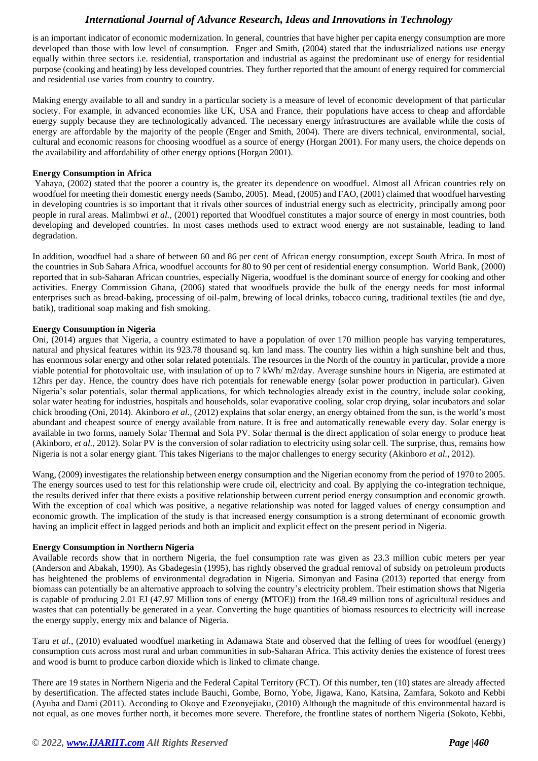is an important indicator of economic modernization. In general, countries that have higher per capita energy consumption are more developed than those with low level of consumption. Enger and Smith, (2004) stated that the industrialized nations use energy equally within three sectors i.e. residential, transportation and industrial as against the predominant use of energy for residential purpose (cooking and heating) by less developed countries. They further reported that the amount of energy required for commercial and residential use varies from country to country.

Making energy available to all and sundry in a particular society is a measure of level of economic development of that particular society. For example, in advanced economies like UK, USA and France, their populations have access to cheap and affordable energy supply because they are technologically advanced. The necessary energy infrastructures are available while the costs of energy are affordable by the majority of the people (Enger and Smith, 2004). There are divers technical, environmental, social, cultural and economic reasons for choosing woodfuel as a source of energy (Horgan 2001). For many users, the choice depends on the availability and affordability of other energy options (Horgan 2001).

**Energy Consumption in Africa**

Yahaya, (2002) stated that the poorer a country is, the greater its dependence on woodfuel. Almost all African countries rely on woodfuel for meeting their domestic energy needs (Sambo, 2005). Mead, (2005) and FAO, (2001) claimed that woodfuel harvesting in developing countries is so important that it rivals other sources of industrial energy such as electricity, principally among poor people in rural areas. Malimbwi *et al.,* (2001) reported that Woodfuel constitutes a major source of energy in most countries, both developing and developed countries. In most cases methods used to extract wood energy are not sustainable, leading to land degradation.

In addition, woodfuel had a share of between 60 and 86 per cent of African energy consumption, except South Africa. In most of the countries in Sub Sahara Africa, woodfuel accounts for 80 to 90 per cent of residential energy consumption. World Bank, (2000) reported that in sub-Saharan African countries, especially Nigeria, woodfuel is the dominant source of energy for cooking and other activities. Energy Commission Ghana, (2006) stated that woodfuels provide the bulk of the energy needs for most informal enterprises such as bread-baking, processing of oil-palm, brewing of local drinks, tobacco curing, traditional textiles (tie and dye, batik), traditional soap making and fish smoking.

**Energy Consumption in Nigeria**

Oni, (2014) argues that Nigeria, a country estimated to have a population of over 170 million people has varying temperatures, natural and physical features within its 923.78 thousand sq. km land mass. The country lies within a high sunshine belt and thus, has enormous solar energy and other solar related potentials. The resources in the North of the country in particular, provide a more viable potential for photovoltaic use, with insulation of up to 7 kWh/ m2/day. Average sunshine hours in Nigeria, are estimated at 12hrs per day. Hence, the country does have rich potentials for renewable energy (solar power production in particular). Given Nigeria's solar potentials, solar thermal applications, for which technologies already exist in the country, include solar cooking, solar water heating for industries, hospitals and households, solar evaporative cooling, solar crop drying, solar incubators and solar chick brooding (Oni, 2014). Akinboro *et al.,* (2012) explains that solar energy, an energy obtained from the sun, is the world's most abundant and cheapest source of energy available from nature. It is free and automatically renewable every day. Solar energy is available in two forms, namely Solar Thermal and Sola PV. Solar thermal is the direct application of solar energy to produce heat (Akinboro, *et al.,* 2012). Solar PV is the conversion of solar radiation to electricity using solar cell. The surprise, thus, remains how Nigeria is not a solar energy giant. This takes Nigerians to the major challenges to energy security (Akinboro *et al.,* 2012).

Wang, (2009) investigates the relationship between energy consumption and the Nigerian economy from the period of 1970 to 2005. The energy sources used to test for this relationship were crude oil, electricity and coal. By applying the co-integration technique, the results derived infer that there exists a positive relationship between current period energy consumption and economic growth. With the exception of coal which was positive, a negative relationship was noted for lagged values of energy consumption and economic growth. The implication of the study is that increased energy consumption is a strong determinant of economic growth having an implicit effect in lagged periods and both an implicit and explicit effect on the present period in Nigeria.

**Energy Consumption in Northern Nigeria**

Available records show that in northern Nigeria, the fuel consumption rate was given as 23.3 million cubic meters per year (Anderson and Abakah, 1990). As Gbadegesin (1995), has rightly observed the gradual removal of subsidy on petroleum products has heightened the problems of environmental degradation in Nigeria. Simonyan and Fasina (2013) reported that energy from biomass can potentially be an alternative approach to solving the country's electricity problem. Their estimation shows that Nigeria is capable of producing 2.01 EJ (47.97 Million tons of energy (MTOE)) from the 168.49 million tons of agricultural residues and wastes that can potentially be generated in a year. Converting the huge quantities of biomass resources to electricity will increase the energy supply, energy mix and balance of Nigeria.

Taru *et al.,* (2010) evaluated woodfuel marketing in Adamawa State and observed that the felling of trees for woodfuel (energy) consumption cuts across most rural and urban communities in sub-Saharan Africa. This activity denies the existence of forest trees and wood is burnt to produce carbon dioxide which is linked to climate change.

There are 19 states in Northern Nigeria and the Federal Capital Territory (FCT). Of this number, ten (10) states are already affected by desertification. The affected states include Bauchi, Gombe, Borno, Yobe, Jigawa, Kano, Katsina, Zamfara, Sokoto and Kebbi (Ayuba and Dami (2011). According to Okoye and Ezeonyejiaku, (2010) Although the magnitude of this environmental hazard is not equal, as one moves further north, it becomes more severe. Therefore, the frontline states of northern Nigeria (Sokoto, Kebbi,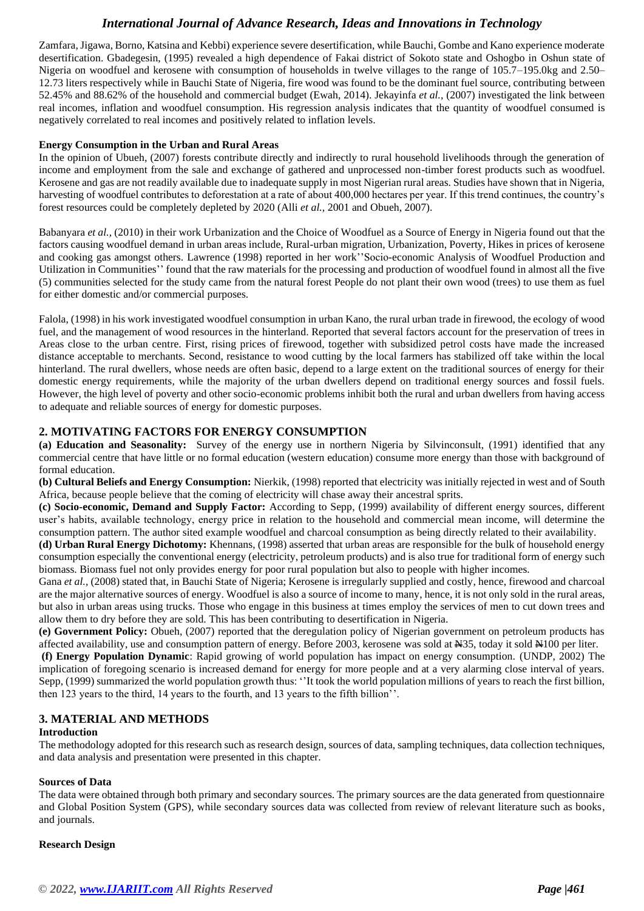Zamfara, Jigawa, Borno, Katsina and Kebbi) experience severe desertification, while Bauchi, Gombe and Kano experience moderate desertification. Gbadegesin, (1995) revealed a high dependence of Fakai district of Sokoto state and Oshogbo in Oshun state of Nigeria on woodfuel and kerosene with consumption of households in twelve villages to the range of 105.7–195.0kg and 2.50–12.73 liters respectively while in Bauchi State of Nigeria, fire wood was found to be the dominant fuel source, contributing between 52.45% and 88.62% of the household and commercial budget (Ewah, 2014). Jekayinfa *et al.,* (2007) investigated the link between real incomes, inflation and woodfuel consumption. His regression analysis indicates that the quantity of woodfuel consumed is negatively correlated to real incomes and positively related to inflation levels.

#### Energy Consumption in the Urban and Rural Areas

In the opinion of Ubueh, (2007) forests contribute directly and indirectly to rural household livelihoods through the generation of income and employment from the sale and exchange of gathered and unprocessed non-timber forest products such as woodfuel. Kerosene and gas are not readily available due to inadequate supply in most Nigerian rural areas. Studies have shown that in Nigeria, harvesting of woodfuel contributes to deforestation at a rate of about 400,000 hectares per year. If this trend continues, the country's forest resources could be completely depleted by 2020 (Alli *et al.,* 2001 and Obueh, 2007).

Babanyara *et al.,* (2010) in their work Urbanization and the Choice of Woodfuel as a Source of Energy in Nigeria found out that the factors causing woodfuel demand in urban areas include, Rural-urban migration, Urbanization, Poverty, Hikes in prices of kerosene and cooking gas amongst others. Lawrence (1998) reported in her work''Socio-economic Analysis of Woodfuel Production and Utilization in Communities'' found that the raw materials for the processing and production of woodfuel found in almost all the five (5) communities selected for the study came from the natural forest People do not plant their own wood (trees) to use them as fuel for either domestic and/or commercial purposes.

Falola, (1998) in his work investigated woodfuel consumption in urban Kano, the rural urban trade in firewood, the ecology of wood fuel, and the management of wood resources in the hinterland. Reported that several factors account for the preservation of trees in Areas close to the urban centre. First, rising prices of firewood, together with subsidized petrol costs have made the increased distance acceptable to merchants. Second, resistance to wood cutting by the local farmers has stabilized off take within the local hinterland. The rural dwellers, whose needs are often basic, depend to a large extent on the traditional sources of energy for their domestic energy requirements, while the majority of the urban dwellers depend on traditional energy sources and fossil fuels. However, the high level of poverty and other socio-economic problems inhibit both the rural and urban dwellers from having access to adequate and reliable sources of energy for domestic purposes.

## 2. MOTIVATING FACTORS FOR ENERGY CONSUMPTION

**(a) Education and Seasonality:** Survey of the energy use in northern Nigeria by Silvinconsult, (1991) identified that any commercial centre that have little or no formal education (western education) consume more energy than those with background of formal education.

**(b) Cultural Beliefs and Energy Consumption:** Nierkik, (1998) reported that electricity was initially rejected in west and of South Africa, because people believe that the coming of electricity will chase away their ancestral sprits.

**(c) Socio-economic, Demand and Supply Factor:** According to Sepp, (1999) availability of different energy sources, different user's habits, available technology, energy price in relation to the household and commercial mean income, will determine the consumption pattern. The author sited example woodfuel and charcoal consumption as being directly related to their availability.

**(d) Urban Rural Energy Dichotomy:** Khennans, (1998) asserted that urban areas are responsible for the bulk of household energy consumption especially the conventional energy (electricity, petroleum products) and is also true for traditional form of energy such biomass. Biomass fuel not only provides energy for poor rural population but also to people with higher incomes.

Gana *et al.,* (2008) stated that, in Bauchi State of Nigeria; Kerosene is irregularly supplied and costly, hence, firewood and charcoal are the major alternative sources of energy. Woodfuel is also a source of income to many, hence, it is not only sold in the rural areas, but also in urban areas using trucks. Those who engage in this business at times employ the services of men to cut down trees and allow them to dry before they are sold. This has been contributing to desertification in Nigeria.

**(e) Government Policy:** Obueh, (2007) reported that the deregulation policy of Nigerian government on petroleum products has affected availability, use and consumption pattern of energy. Before 2003, kerosene was sold at ₦35, today it sold ₦100 per liter.

**(f) Energy Population Dynamic**: Rapid growing of world population has impact on energy consumption. (UNDP, 2002) The implication of foregoing scenario is increased demand for energy for more people and at a very alarming close interval of years. Sepp, (1999) summarized the world population growth thus: ''It took the world population millions of years to reach the first billion, then 123 years to the third, 14 years to the fourth, and 13 years to the fifth billion''.

## 3. MATERIAL AND METHODS

#### Introduction

The methodology adopted for this research such as research design, sources of data, sampling techniques, data collection techniques, and data analysis and presentation were presented in this chapter.

#### Sources of Data

The data were obtained through both primary and secondary sources. The primary sources are the data generated from questionnaire and Global Position System (GPS), while secondary sources data was collected from review of relevant literature such as books, and journals.

#### Research Design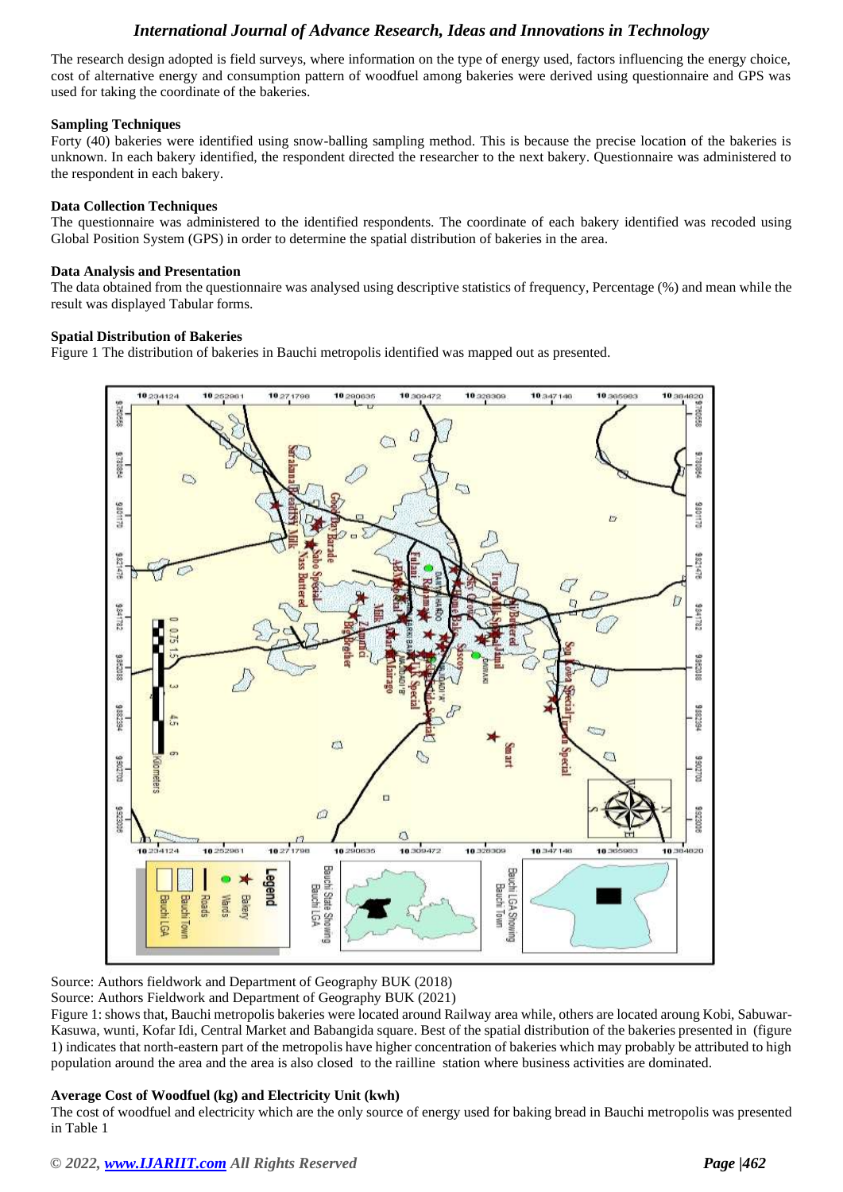The research design adopted is field surveys, where information on the type of energy used, factors influencing the energy choice, cost of alternative energy and consumption pattern of woodfuel among bakeries were derived using questionnaire and GPS was used for taking the coordinate of the bakeries.

### Sampling Techniques

Forty (40) bakeries were identified using snow-balling sampling method. This is because the precise location of the bakeries is unknown. In each bakery identified, the respondent directed the researcher to the next bakery. Questionnaire was administered to the respondent in each bakery.

### Data Collection Techniques

The questionnaire was administered to the identified respondents. The coordinate of each bakery identified was recoded using Global Position System (GPS) in order to determine the spatial distribution of bakeries in the area.

### Data Analysis and Presentation

The data obtained from the questionnaire was analysed using descriptive statistics of frequency, Percentage (%) and mean while the result was displayed Tabular forms.

### Spatial Distribution of Bakeries

Figure 1 The distribution of bakeries in Bauchi metropolis identified was mapped out as presented.

Source: Authors fieldwork and Department of Geography BUK (2018)

Source: Authors Fieldwork and Department of Geography BUK (2021)

Figure 1: shows that, Bauchi metropolis bakeries were located around Railway area while, others are located aroung Kobi, Sabuwar-Kasuwa, wunti, Kofar Idi, Central Market and Babangida square. Best of the spatial distribution of the bakeries presented in (figure 1) indicates that north-eastern part of the metropolis have higher concentration of bakeries which may probably be attributed to high population around the area and the area is also closed to the railline station where business activities are dominated.

### Average Cost of Woodfuel (kg) and Electricity Unit (kwh)

The cost of woodfuel and electricity which are the only source of energy used for baking bread in Bauchi metropolis was presented in Table 1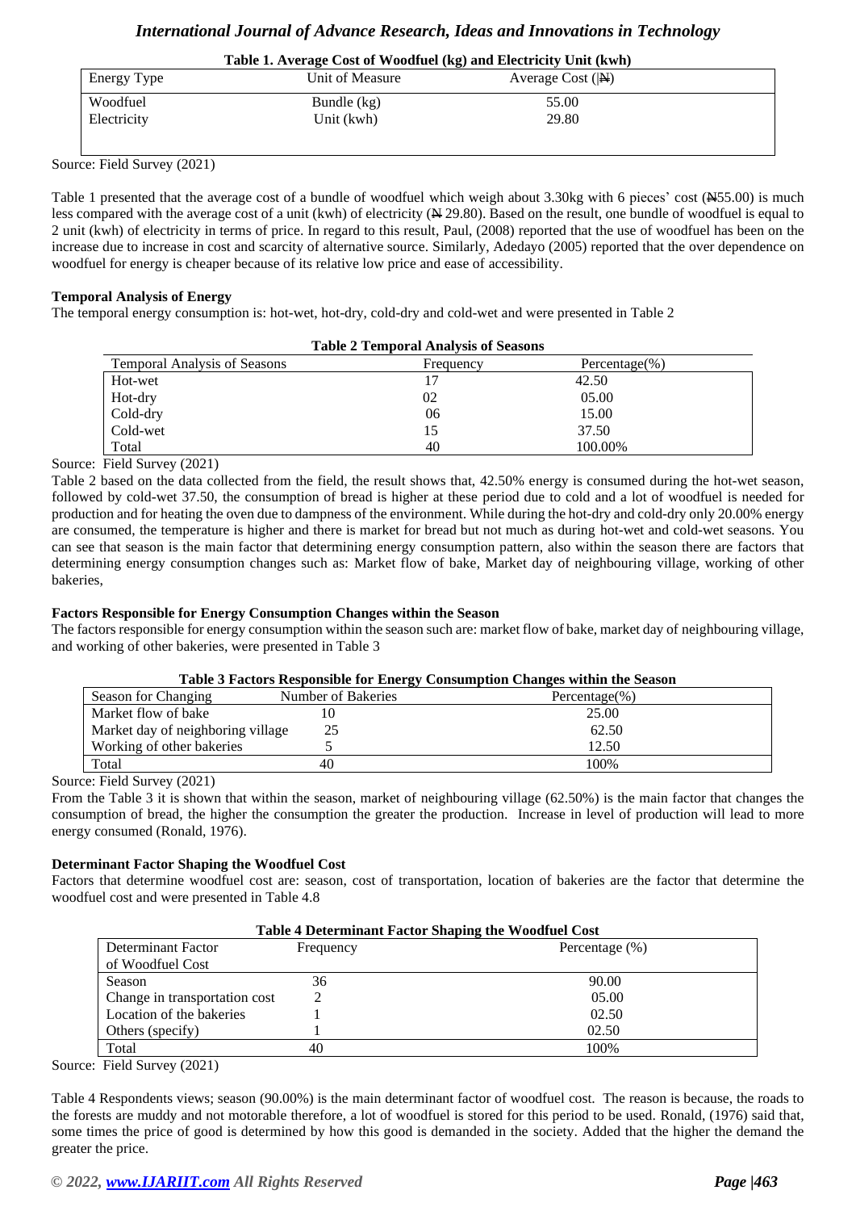**Table 1. Average Cost of Woodfuel (kg) and Electricity Unit (kwh)**

| Energy Type | Unit of Measure | Average Cost (|₦) |
|---|---|---|
| Woodfuel | Bundle (kg) | 55.00 |
| Electricity | Unit (kwh) | 29.80 |

Source: Field Survey (2021)

Table 1 presented that the average cost of a bundle of woodfuel which weigh about 3.30kg with 6 pieces' cost (₦55.00) is much less compared with the average cost of a unit (kwh) of electricity (₦ 29.80). Based on the result, one bundle of woodfuel is equal to 2 unit (kwh) of electricity in terms of price. In regard to this result, Paul, (2008) reported that the use of woodfuel has been on the increase due to increase in cost and scarcity of alternative source. Similarly, Adedayo (2005) reported that the over dependence on woodfuel for energy is cheaper because of its relative low price and ease of accessibility.

**Temporal Analysis of Energy**

The temporal energy consumption is: hot-wet, hot-dry, cold-dry and cold-wet and were presented in Table 2

**Table 2 Temporal Analysis of Seasons**

| Temporal Analysis of Seasons | Frequency | Percentage(%) |
|---|---|---|
| Hot-wet | 17 | 42.50 |
| Hot-dry | 02 | 05.00 |
| Cold-dry | 06 | 15.00 |
| Cold-wet | 15 | 37.50 |
| Total | 40 | 100.00% |

Source: Field Survey (2021)

Table 2 based on the data collected from the field, the result shows that, 42.50% energy is consumed during the hot-wet season, followed by cold-wet 37.50, the consumption of bread is higher at these period due to cold and a lot of woodfuel is needed for production and for heating the oven due to dampness of the environment. While during the hot-dry and cold-dry only 20.00% energy are consumed, the temperature is higher and there is market for bread but not much as during hot-wet and cold-wet seasons. You can see that season is the main factor that determining energy consumption pattern, also within the season there are factors that determining energy consumption changes such as: Market flow of bake, Market day of neighbouring village, working of other bakeries,

**Factors Responsible for Energy Consumption Changes within the Season**

The factors responsible for energy consumption within the season such are: market flow of bake, market day of neighbouring village, and working of other bakeries, were presented in Table 3

**Table 3 Factors Responsible for Energy Consumption Changes within the Season**

| Season for Changing | Number of Bakeries | Percentage(%) |
|---|---|---|
| Market flow of bake | 10 | 25.00 |
| Market day of neighboring village | 25 | 62.50 |
| Working of other bakeries | 5 | 12.50 |
| Total | 40 | 100% |

Source: Field Survey (2021)

From the Table 3 it is shown that within the season, market of neighbouring village (62.50%) is the main factor that changes the consumption of bread, the higher the consumption the greater the production. Increase in level of production will lead to more energy consumed (Ronald, 1976).

**Determinant Factor Shaping the Woodfuel Cost**

Factors that determine woodfuel cost are: season, cost of transportation, location of bakeries are the factor that determine the woodfuel cost and were presented in Table 4.8

**Table 4 Determinant Factor Shaping the Woodfuel Cost**

| Determinant Factor of Woodfuel Cost | Frequency | Percentage (%) |
|---|---|---|
| Season | 36 | 90.00 |
| Change in transportation cost | 2 | 05.00 |
| Location of the bakeries | 1 | 02.50 |
| Others (specify) | 1 | 02.50 |
| Total | 40 | 100% |

Source: Field Survey (2021)

Table 4 Respondents views; season (90.00%) is the main determinant factor of woodfuel cost. The reason is because, the roads to the forests are muddy and not motorable therefore, a lot of woodfuel is stored for this period to be used. Ronald, (1976) said that, some times the price of good is determined by how this good is demanded in the society. Added that the higher the demand the greater the price.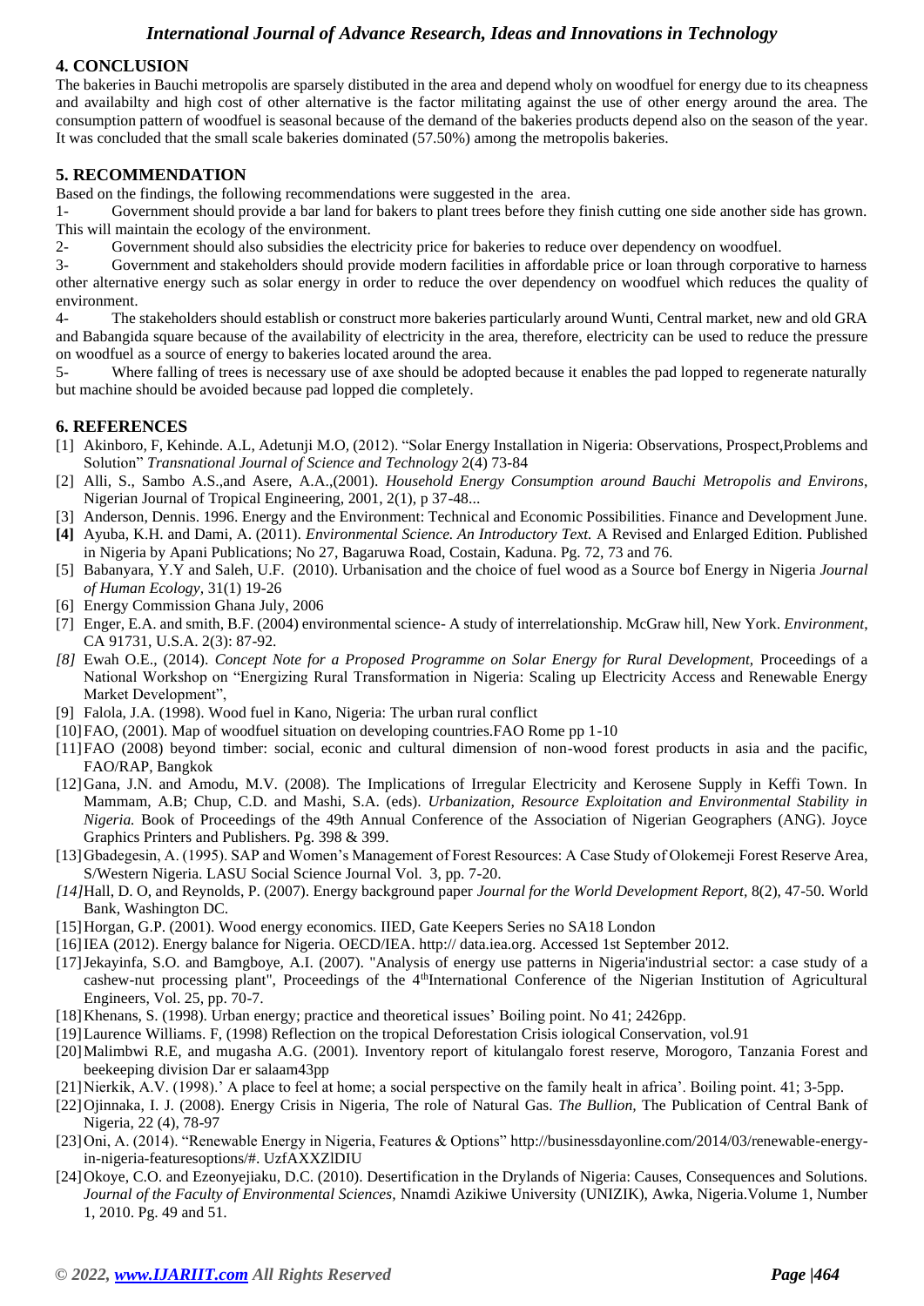## 4. CONCLUSION

The bakeries in Bauchi metropolis are sparsely distibuted in the area and depend wholy on woodfuel for energy due to its cheapness and availabilty and high cost of other alternative is the factor militating against the use of other energy around the area. The consumption pattern of woodfuel is seasonal because of the demand of the bakeries products depend also on the season of the year. It was concluded that the small scale bakeries dominated (57.50%) among the metropolis bakeries.

## 5. RECOMMENDATION

Based on the findings, the following recommendations were suggested in the area.

1- Government should provide a bar land for bakers to plant trees before they finish cutting one side another side has grown. This will maintain the ecology of the environment.

2- Government should also subsidies the electricity price for bakeries to reduce over dependency on woodfuel.

3- Government and stakeholders should provide modern facilities in affordable price or loan through corporative to harness other alternative energy such as solar energy in order to reduce the over dependency on woodfuel which reduces the quality of environment.

4- The stakeholders should establish or construct more bakeries particularly around Wunti, Central market, new and old GRA and Babangida square because of the availability of electricity in the area, therefore, electricity can be used to reduce the pressure on woodfuel as a source of energy to bakeries located around the area.

5- Where falling of trees is necessary use of axe should be adopted because it enables the pad lopped to regenerate naturally but machine should be avoided because pad lopped die completely.

## 6. REFERENCES

[1] Akinboro, F, Kehinde. A.L, Adetunji M.O, (2012). "Solar Energy Installation in Nigeria: Observations, Prospect,Problems and Solution" *Transnational Journal of Science and Technology* 2(4) 73-84

[2] Alli, S., Sambo A.S.,and Asere, A.A.,(2001). *Household Energy Consumption around Bauchi Metropolis and Environs*, Nigerian Journal of Tropical Engineering, 2001, 2(1), p 37-48...

[3] Anderson, Dennis. 1996. Energy and the Environment: Technical and Economic Possibilities. Finance and Development June.

**[4]** Ayuba, K.H. and Dami, A. (2011). *Environmental Science. An Introductory Text.* A Revised and Enlarged Edition. Published in Nigeria by Apani Publications; No 27, Bagaruwa Road, Costain, Kaduna. Pg. 72, 73 and 76.

[5] Babanyara, Y.Y and Saleh, U.F. (2010). Urbanisation and the choice of fuel wood as a Source bof Energy in Nigeria *Journal of Human Ecology,* 31(1) 19-26

[6] Energy Commission Ghana July, 2006

[7] Enger, E.A. and smith, B.F. (2004) environmental science- A study of interrelationship. McGraw hill, New York. *Environment,* CA 91731, U.S.A. 2(3): 87-92.

*[8]* Ewah O.E., (2014). *Concept Note for a Proposed Programme on Solar Energy for Rural Development,* Proceedings of a National Workshop on "Energizing Rural Transformation in Nigeria: Scaling up Electricity Access and Renewable Energy Market Development",

[9] Falola, J.A. (1998). Wood fuel in Kano, Nigeria: The urban rural conflict

[10] FAO, (2001). Map of woodfuel situation on developing countries.FAO Rome pp 1-10

[11] FAO (2008) beyond timber: social, econic and cultural dimension of non-wood forest products in asia and the pacific, FAO/RAP, Bangkok

[12] Gana, J.N. and Amodu, M.V. (2008). The Implications of Irregular Electricity and Kerosene Supply in Keffi Town. In Mammam, A.B; Chup, C.D. and Mashi, S.A. (eds). *Urbanization, Resource Exploitation and Environmental Stability in Nigeria.* Book of Proceedings of the 49th Annual Conference of the Association of Nigerian Geographers (ANG). Joyce Graphics Printers and Publishers. Pg. 398 & 399.

[13] Gbadegesin, A. (1995). SAP and Women's Management of Forest Resources: A Case Study of Olokemeji Forest Reserve Area, S/Western Nigeria. LASU Social Science Journal Vol. 3, pp. 7-20.

*[14]* Hall, D. O, and Reynolds, P. (2007). Energy background paper *Journal for the World Development Report,* 8(2), 47-50. World Bank, Washington DC.

[15] Horgan, G.P. (2001). Wood energy economics. IIED, Gate Keepers Series no SA18 London

[16] IEA (2012). Energy balance for Nigeria. OECD/IEA. http:// data.iea.org. Accessed 1st September 2012.

[17] Jekayinfa, S.O. and Bamgboye, A.I. (2007). "Analysis of energy use patterns in Nigeria'industrial sector: a case study of a cashew-nut processing plant", Proceedings of the 4thInternational Conference of the Nigerian Institution of Agricultural Engineers, Vol. 25, pp. 70-7.

[18] Khenans, S. (1998). Urban energy; practice and theoretical issues' Boiling point. No 41; 2426pp.

[19] Laurence Williams. F, (1998) Reflection on the tropical Deforestation Crisis iological Conservation, vol.91

[20] Malimbwi R.E, and mugasha A.G. (2001). Inventory report of kitulangalo forest reserve, Morogoro, Tanzania Forest and beekeeping division Dar er salaam43pp

[21] Nierkik, A.V. (1998).' A place to feel at home; a social perspective on the family healt in africa'. Boiling point. 41; 3-5pp.

[22] Ojinnaka, I. J. (2008). Energy Crisis in Nigeria, The role of Natural Gas. *The Bullion,* The Publication of Central Bank of Nigeria, 22 (4), 78-97

[23] Oni, A. (2014). "Renewable Energy in Nigeria, Features & Options" http://businessdayonline.com/2014/03/renewable-energy-in-nigeria-featuresoptions/#. UzfAXXZlDIU

[24] Okoye, C.O. and Ezeonyejiaku, D.C. (2010). Desertification in the Drylands of Nigeria: Causes, Consequences and Solutions. *Journal of the Faculty of Environmental Sciences,* Nnamdi Azikiwe University (UNIZIK), Awka, Nigeria.Volume 1, Number 1, 2010. Pg. 49 and 51.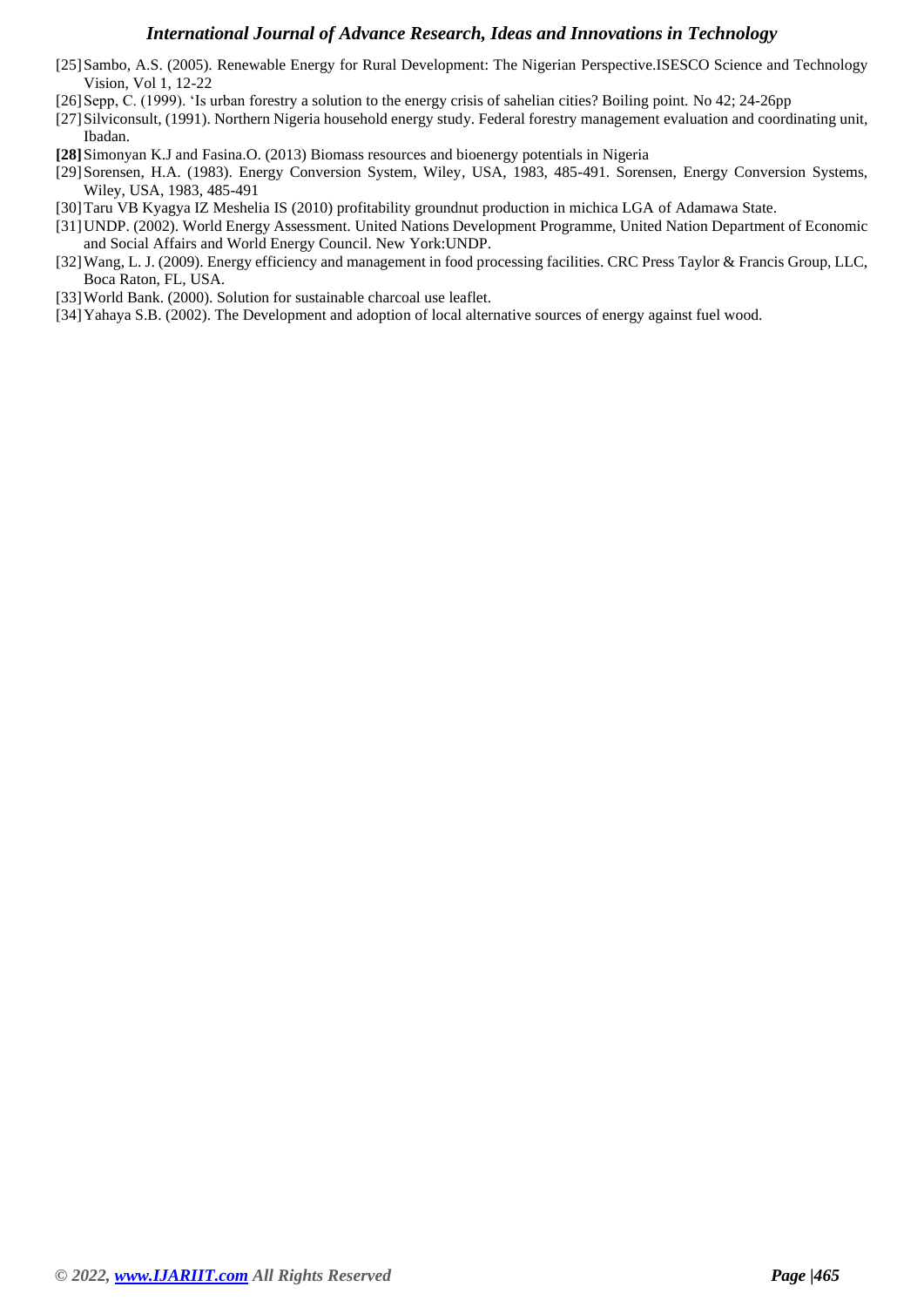[25] Sambo, A.S. (2005). Renewable Energy for Rural Development: The Nigerian Perspective.ISESCO Science and Technology Vision, Vol 1, 12-22

[26] Sepp, C. (1999). 'Is urban forestry a solution to the energy crisis of sahelian cities? Boiling point. No 42; 24-26pp

[27] Silviconsult, (1991). Northern Nigeria household energy study. Federal forestry management evaluation and coordinating unit, Ibadan.

**[28]** Simonyan K.J and Fasina.O. (2013) Biomass resources and bioenergy potentials in Nigeria

[29] Sorensen, H.A. (1983). Energy Conversion System, Wiley, USA, 1983, 485-491. Sorensen, Energy Conversion Systems, Wiley, USA, 1983, 485-491

[30] Taru VB Kyagya IZ Meshelia IS (2010) profitability groundnut production in michica LGA of Adamawa State.

[31] UNDP. (2002). World Energy Assessment. United Nations Development Programme, United Nation Department of Economic and Social Affairs and World Energy Council. New York:UNDP.

[32] Wang, L. J. (2009). Energy efficiency and management in food processing facilities. CRC Press Taylor & Francis Group, LLC, Boca Raton, FL, USA.

[33] World Bank. (2000). Solution for sustainable charcoal use leaflet.

[34] Yahaya S.B. (2002). The Development and adoption of local alternative sources of energy against fuel wood.